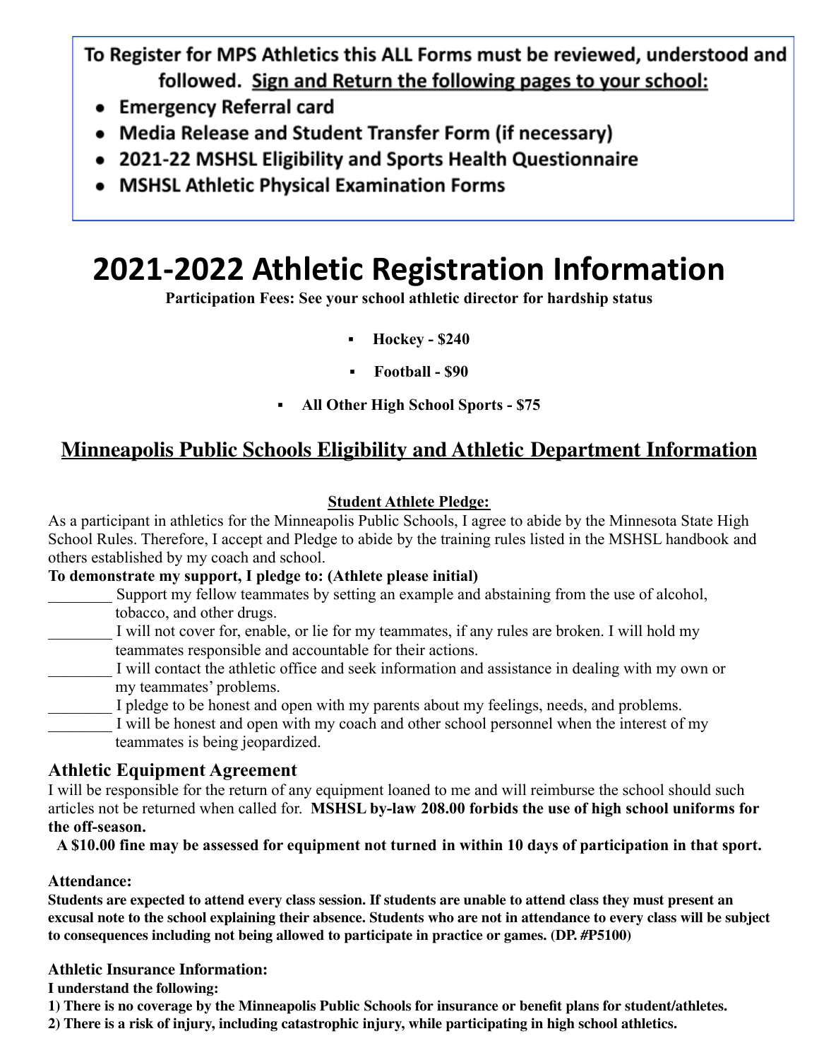**To Register for MPS Athletics this ALL Forms must be reviewed, understood and followed. <u>Sign and Return the following pages to your school:</u>**

- **Emergency Referral card**
- **Media Release and Student Transfer Form (if necessary)**
- **2021-22 MSHSL Eligibility and Sports Health Questionnaire**
- **MSHSL Athletic Physical Examination Forms**

# 2021-2022 Athletic Registration Information

**Participation Fees: See your school athletic director for hardship status**

- **Hockey - $240**
- **Football - $90**
- **All Other High School Sports - $75**

## <u>Minneapolis Public Schools Eligibility and Athletic Department Information</u>

**<u>Student Athlete Pledge:</u>**

As a participant in athletics for the Minneapolis Public Schools, I agree to abide by the Minnesota State High School Rules. Therefore, I accept and Pledge to abide by the training rules listed in the MSHSL handbook and others established by my coach and school.

**To demonstrate my support, I pledge to: (Athlete please initial)**

________ Support my fellow teammates by setting an example and abstaining from the use of alcohol, tobacco, and other drugs.

________ I will not cover for, enable, or lie for my teammates, if any rules are broken. I will hold my teammates responsible and accountable for their actions.

________ I will contact the athletic office and seek information and assistance in dealing with my own or my teammates' problems.

________ I pledge to be honest and open with my parents about my feelings, needs, and problems.

________ I will be honest and open with my coach and other school personnel when the interest of my teammates is being jeopardized.

### Athletic Equipment Agreement

I will be responsible for the return of any equipment loaned to me and will reimburse the school should such articles not be returned when called for. **MSHSL by-law 208.00 forbids the use of high school uniforms for the off-season.**

**A $10.00 fine may be assessed for equipment not turned in within 10 days of participation in that sport.**

**Attendance:**

**Students are expected to attend every class session. If students are unable to attend class they must present an excusal note to the school explaining their absence. Students who are not in attendance to every class will be subject to consequences including not being allowed to participate in practice or games. (DP. #P5100)**

**Athletic Insurance Information:**

**I understand the following:**

**1) There is no coverage by the Minneapolis Public Schools for insurance or benefit plans for student/athletes.**

**2) There is a risk of injury, including catastrophic injury, while participating in high school athletics.**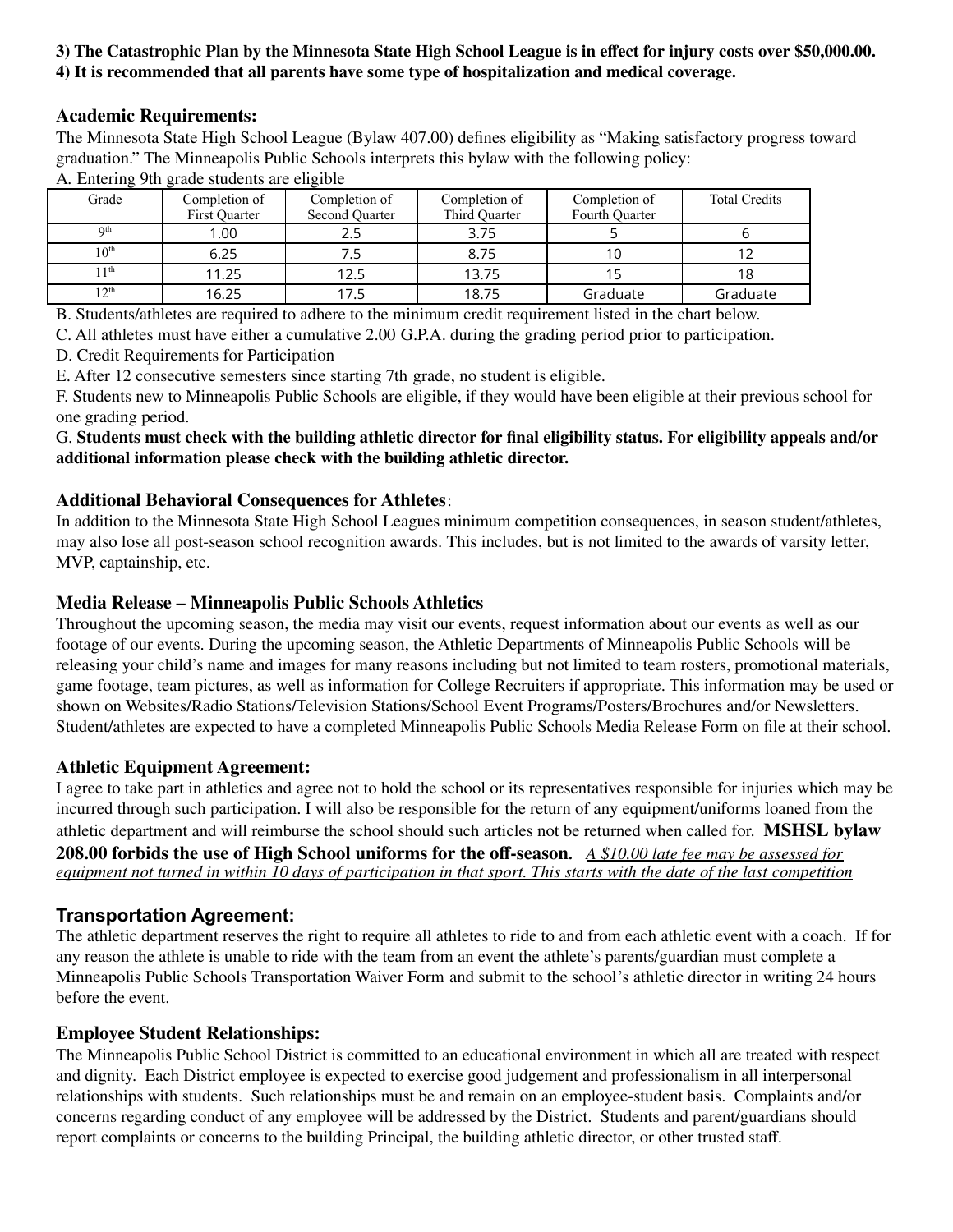**3) The Catastrophic Plan by the Minnesota State High School League is in effect for injury costs over $50,000.00.**
**4) It is recommended that all parents have some type of hospitalization and medical coverage.**

### Academic Requirements:

The Minnesota State High School League (Bylaw 407.00) defines eligibility as "Making satisfactory progress toward graduation." The Minneapolis Public Schools interprets this bylaw with the following policy:

A. Entering 9th grade students are eligible

| Grade | Completion of First Quarter | Completion of Second Quarter | Completion of Third Quarter | Completion of Fourth Quarter | Total Credits |
|---|---|---|---|---|---|
| 9th | 1.00 | 2.5 | 3.75 | 5 | 6 |
| 10th | 6.25 | 7.5 | 8.75 | 10 | 12 |
| 11th | 11.25 | 12.5 | 13.75 | 15 | 18 |
| 12th | 16.25 | 17.5 | 18.75 | Graduate | Graduate |

B. Students/athletes are required to adhere to the minimum credit requirement listed in the chart below.

C. All athletes must have either a cumulative 2.00 G.P.A. during the grading period prior to participation.

D. Credit Requirements for Participation

E. After 12 consecutive semesters since starting 7th grade, no student is eligible.

F. Students new to Minneapolis Public Schools are eligible, if they would have been eligible at their previous school for one grading period.

G. **Students must check with the building athletic director for final eligibility status. For eligibility appeals and/or additional information please check with the building athletic director.**

### Additional Behavioral Consequences for Athletes:

In addition to the Minnesota State High School Leagues minimum competition consequences, in season student/athletes, may also lose all post-season school recognition awards. This includes, but is not limited to the awards of varsity letter, MVP, captainship, etc.

### Media Release – Minneapolis Public Schools Athletics

Throughout the upcoming season, the media may visit our events, request information about our events as well as our footage of our events. During the upcoming season, the Athletic Departments of Minneapolis Public Schools will be releasing your child's name and images for many reasons including but not limited to team rosters, promotional materials, game footage, team pictures, as well as information for College Recruiters if appropriate. This information may be used or shown on Websites/Radio Stations/Television Stations/School Event Programs/Posters/Brochures and/or Newsletters. Student/athletes are expected to have a completed Minneapolis Public Schools Media Release Form on file at their school.

### Athletic Equipment Agreement:

I agree to take part in athletics and agree not to hold the school or its representatives responsible for injuries which may be incurred through such participation. I will also be responsible for the return of any equipment/uniforms loaned from the athletic department and will reimburse the school should such articles not be returned when called for. **MSHSL bylaw 208.00 forbids the use of High School uniforms for the off-season.** *A $10.00 late fee may be assessed for equipment not turned in within 10 days of participation in that sport. This starts with the date of the last competition*

### Transportation Agreement:

The athletic department reserves the right to require all athletes to ride to and from each athletic event with a coach. If for any reason the athlete is unable to ride with the team from an event the athlete's parents/guardian must complete a Minneapolis Public Schools Transportation Waiver Form and submit to the school's athletic director in writing 24 hours before the event.

### Employee Student Relationships:

The Minneapolis Public School District is committed to an educational environment in which all are treated with respect and dignity. Each District employee is expected to exercise good judgement and professionalism in all interpersonal relationships with students. Such relationships must be and remain on an employee-student basis. Complaints and/or concerns regarding conduct of any employee will be addressed by the District. Students and parent/guardians should report complaints or concerns to the building Principal, the building athletic director, or other trusted staff.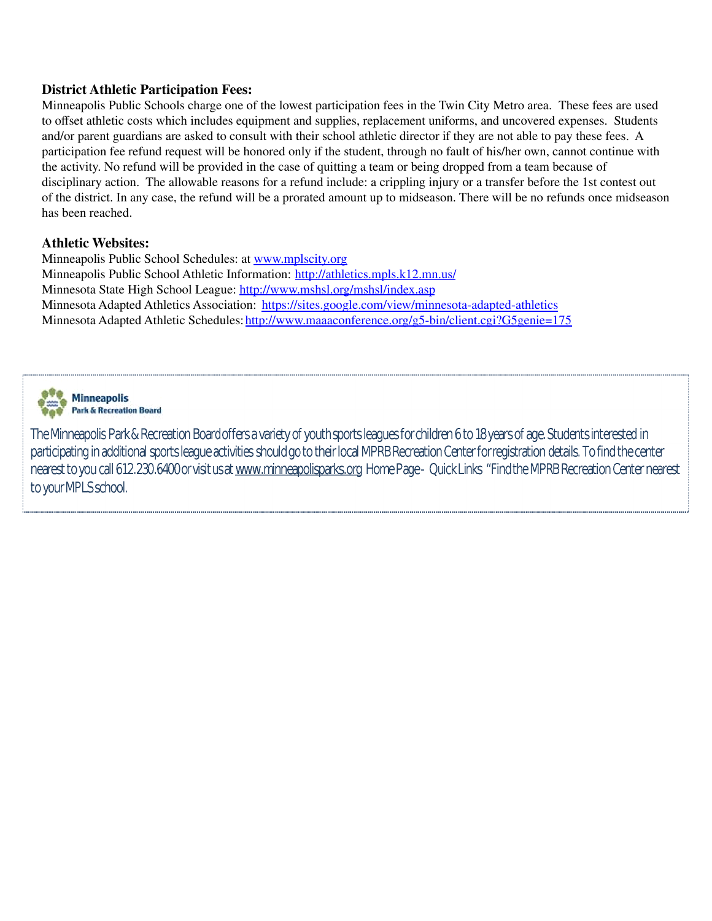## District Athletic Participation Fees:

Minneapolis Public Schools charge one of the lowest participation fees in the Twin City Metro area. These fees are used to offset athletic costs which includes equipment and supplies, replacement uniforms, and uncovered expenses. Students and/or parent guardians are asked to consult with their school athletic director if they are not able to pay these fees. A participation fee refund request will be honored only if the student, through no fault of his/her own, cannot continue with the activity. No refund will be provided in the case of quitting a team or being dropped from a team because of disciplinary action. The allowable reasons for a refund include: a crippling injury or a transfer before the 1st contest out of the district. In any case, the refund will be a prorated amount up to midseason. There will be no refunds once midseason has been reached.

## Athletic Websites:

Minneapolis Public School Schedules: at [www.mplscity.org](http://www.mplscity.org)
Minneapolis Public School Athletic Information: [http://athletics.mpls.k12.mn.us/](http://athletics.mpls.k12.mn.us/)
Minnesota State High School League: [http://www.mshsl.org/mshsl/index.asp](http://www.mshsl.org/mshsl/index.asp)
Minnesota Adapted Athletics Association: [https://sites.google.com/view/minnesota-adapted-athletics](https://sites.google.com/view/minnesota-adapted-athletics)
Minnesota Adapted Athletic Schedules: [http://www.maaaconference.org/g5-bin/client.cgi?G5genie=175](http://www.maaaconference.org/g5-bin/client.cgi?G5genie=175)

---

**Minneapolis**
**Park & Recreation Board**

The Minneapolis Park & Recreation Board offers a variety of youth sports leagues for children 6 to 18 years of age. Students interested in participating in additional sports league activities should go to their local MPRB Recreation Center for registration details. To find the center nearest to you call 612.230.6400 or visit us at [www.minneapolisparks.org](http://www.minneapolisparks.org) Home Page - Quick Links "Find the MPRB Recreation Center nearest to your MPLS school.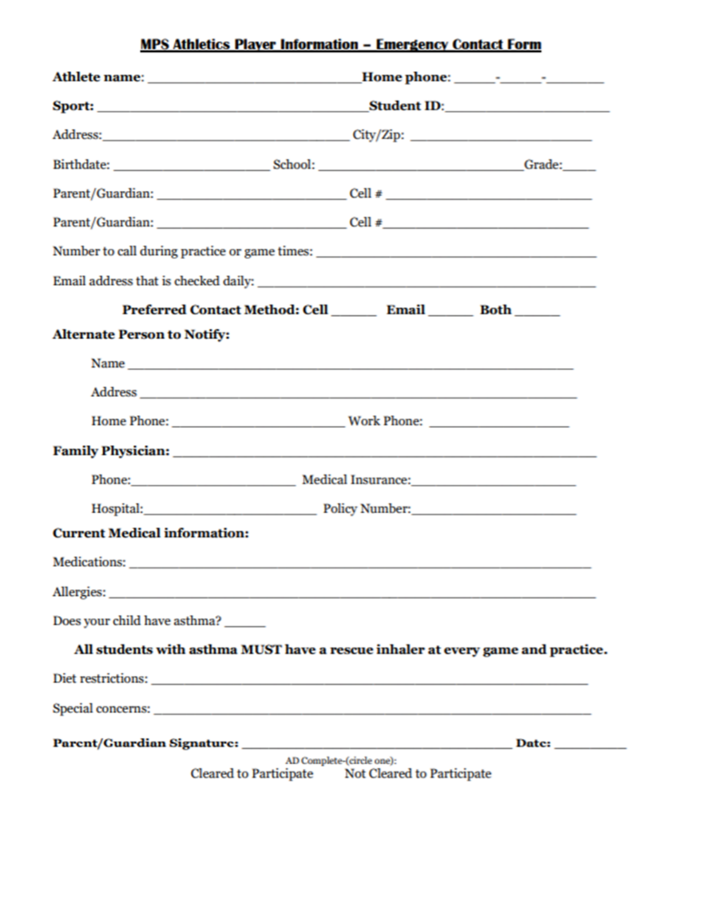## MPS Athletics Player Information – Emergency Contact Form

**Athlete name**: ______________________________ **Home phone**: _____-_____-_______

**Sport:** ______________________________________ **Student ID**: ____________________

Address: ____________________________________ City/Zip: _________________________

Birthdate: ______________________ School: ______________________________ Grade: _____

Parent/Guardian: ___________________________ Cell # ______________________________

Parent/Guardian: ___________________________ Cell # ______________________________

Number to call during practice or game times: _________________________________________

Email address that is checked daily: _______________________________________________

**Preferred Contact Method: Cell _____ Email _____ Both _____**

**Alternate Person to Notify:**

Name ________________________________________________________________

Address ______________________________________________________________

Home Phone: ________________________ Work Phone: ____________________

**Family Physician:** _____________________________________________________________

Phone: ______________________ Medical Insurance: ______________________

Hospital: ______________________ Policy Number: ______________________

**Current Medical information:**

Medications: _____________________________________________________________________

Allergies: _______________________________________________________________________

Does your child have asthma? _____

**All students with asthma MUST have a rescue inhaler at every game and practice.**

Diet restrictions: ________________________________________________________________

Special concerns: ________________________________________________________________

**Parent/Guardian Signature:** ______________________________________ **Date:** __________

AD Complete-(circle one):

Cleared to Participate      Not Cleared to Participate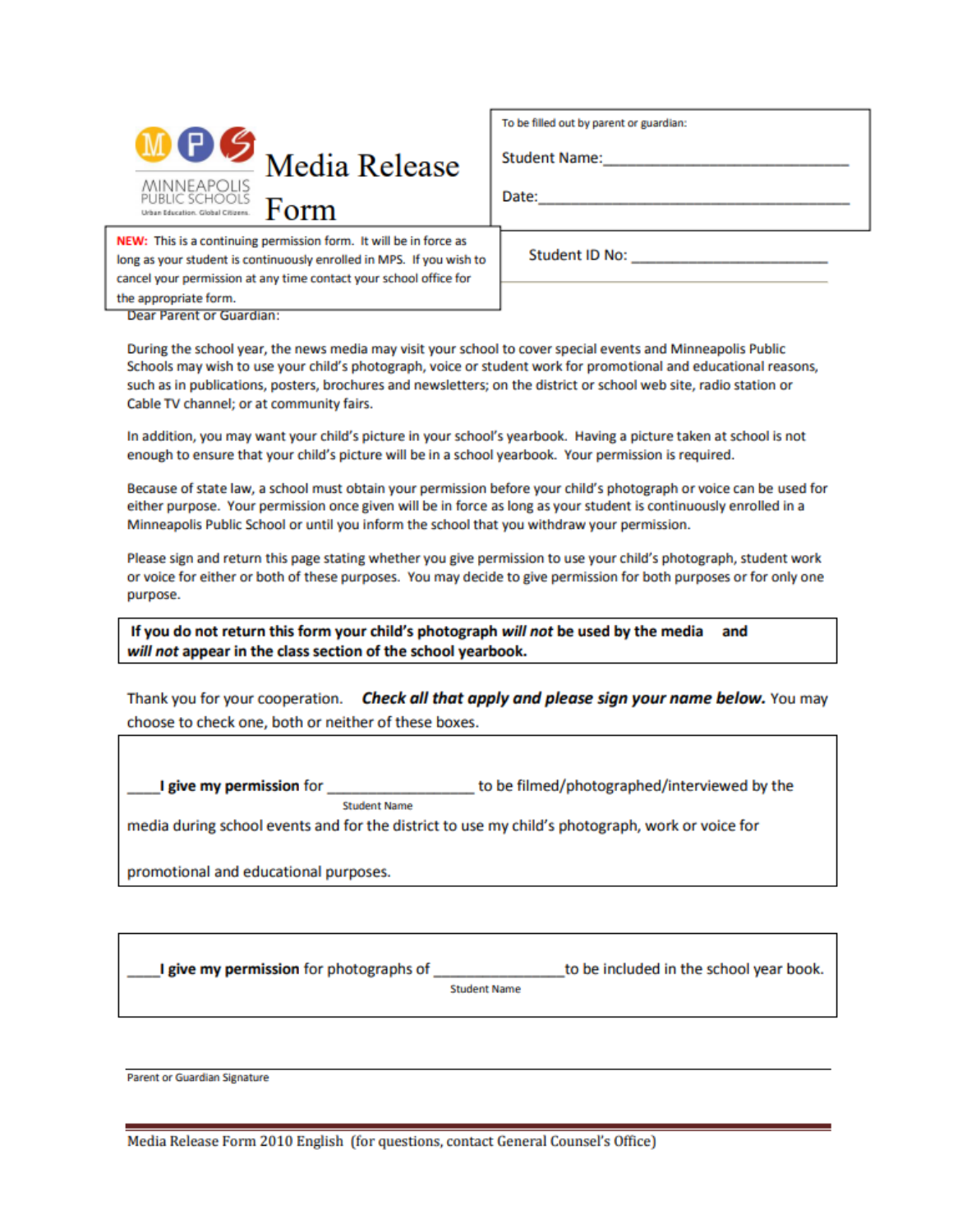MINNEAPOLIS PUBLIC SCHOOLS
Urban Education. Global Citizens.

# Media Release Form

To be filled out by parent or guardian:

Student Name:\_\_\_\_\_\_\_\_\_\_\_\_\_\_\_\_\_\_\_\_\_\_\_\_\_\_\_\_\_\_

Date:\_\_\_\_\_\_\_\_\_\_\_\_\_\_\_\_\_\_\_\_\_\_\_\_\_\_\_\_\_\_\_\_\_\_\_\_

**NEW:** This is a continuing permission form. It will be in force as long as your student is continuously enrolled in MPS. If you wish to cancel your permission at any time contact your school office for the appropriate form.

Student ID No: \_\_\_\_\_\_\_\_\_\_\_\_\_\_\_\_\_\_\_\_\_\_\_\_

Dear Parent or Guardian:

During the school year, the news media may visit your school to cover special events and Minneapolis Public Schools may wish to use your child's photograph, voice or student work for promotional and educational reasons, such as in publications, posters, brochures and newsletters; on the district or school web site, radio station or Cable TV channel; or at community fairs.

In addition, you may want your child's picture in your school's yearbook. Having a picture taken at school is not enough to ensure that your child's picture will be in a school yearbook. Your permission is required.

Because of state law, a school must obtain your permission before your child's photograph or voice can be used for either purpose. Your permission once given will be in force as long as your student is continuously enrolled in a Minneapolis Public School or until you inform the school that you withdraw your permission.

Please sign and return this page stating whether you give permission to use your child's photograph, student work or voice for either or both of these purposes. You may decide to give permission for both purposes or for only one purpose.

**If you do not return this form your child's photograph *will not* be used by the media and *will not* appear in the class section of the school yearbook.**

Thank you for your cooperation. ***Check all that apply and please sign your name below.*** You may choose to check one, both or neither of these boxes.

\_\_\_\_**I give my permission** for \_\_\_\_\_\_\_\_\_\_\_\_\_\_\_\_\_\_ (Student Name) to be filmed/photographed/interviewed by the media during school events and for the district to use my child's photograph, work or voice for promotional and educational purposes.

\_\_\_\_**I give my permission** for photographs of \_\_\_\_\_\_\_\_\_\_\_\_\_\_\_\_ (Student Name) to be included in the school year book.

\_\_\_\_\_\_\_\_\_\_\_\_\_\_\_\_\_\_\_\_\_\_\_\_\_\_\_\_\_\_\_\_\_\_\_\_\_\_\_\_

Parent or Guardian Signature

Media Release Form 2010 English (for questions, contact General Counsel's Office)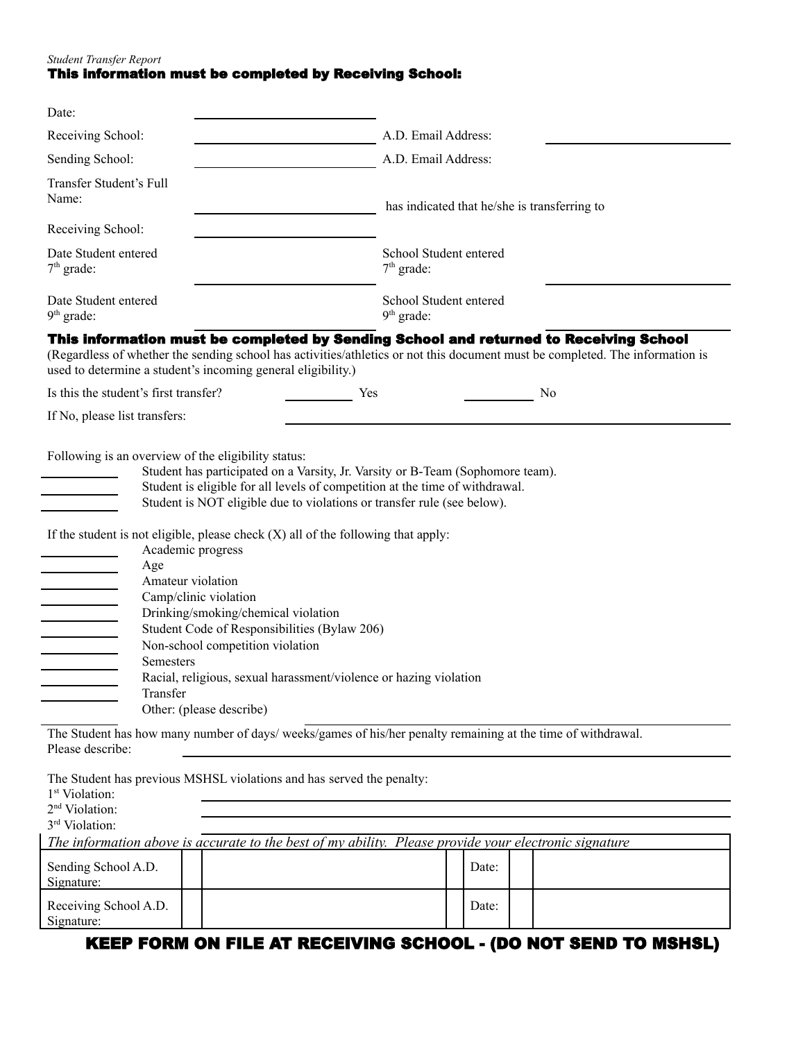*Student Transfer Report*

**This information must be completed by Receiving School:**

Date: ______________________

Receiving School: ______________________ A.D. Email Address: ______________________

Sending School: ______________________ A.D. Email Address:

Transfer Student's Full Name: ______________________ has indicated that he/she is transferring to

Receiving School: ______________________

Date Student entered 7th grade: ______________________ School Student entered 7th grade: ______________________

Date Student entered 9th grade: ______________________ School Student entered 9th grade: ______________________

**This information must be completed by Sending School and returned to Receiving School**

(Regardless of whether the sending school has activities/athletics or not this document must be completed. The information is used to determine a student's incoming general eligibility.)

Is this the student's first transfer? ________ Yes ________ No

If No, please list transfers: ______________________

Following is an overview of the eligibility status:

________ Student has participated on a Varsity, Jr. Varsity or B-Team (Sophomore team).
________ Student is eligible for all levels of competition at the time of withdrawal.
________ Student is NOT eligible due to violations or transfer rule (see below).

If the student is not eligible, please check (X) all of the following that apply:

________ Academic progress
________ Age
________ Amateur violation
________ Camp/clinic violation
________ Drinking/smoking/chemical violation
________ Student Code of Responsibilities (Bylaw 206)
________ Non-school competition violation
________ Semesters
________ Racial, religious, sexual harassment/violence or hazing violation
________ Transfer
________ Other: (please describe) ______________________

The Student has how many number of days/ weeks/games of his/her penalty remaining at the time of withdrawal.
Please describe: ______________________

The Student has previous MSHSL violations and has served the penalty:

1st Violation: ______________________
2nd Violation: ______________________
3rd Violation: ______________________

*The information above is accurate to the best of my ability. Please provide your electronic signature*

| | | | | | | |
|---|---|---|---|---|---|---|
| Sending School A.D. Signature: | | | | Date: | | |
| Receiving School A.D. Signature: | | | | Date: | | |

**KEEP FORM ON FILE AT RECEIVING SCHOOL - (DO NOT SEND TO MSHSL)**